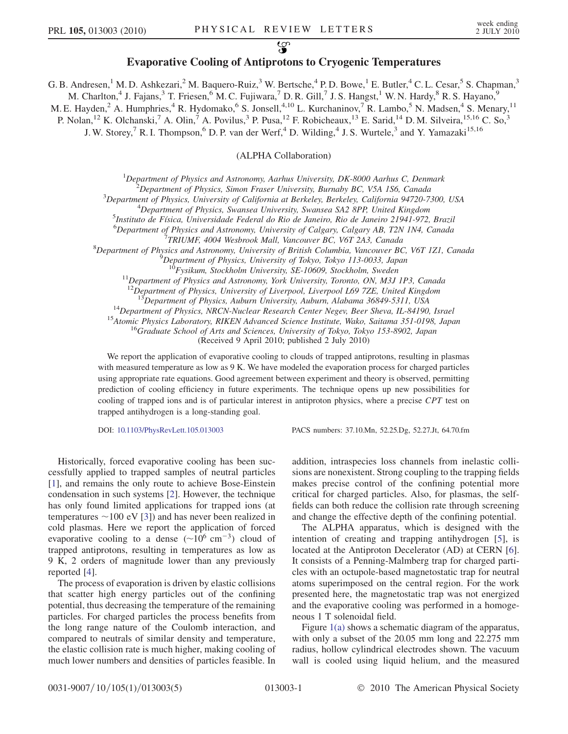# Evaporative Cooling of Antiprotons to Cryogenic Temperatures

G. B. Andresen,[1] M. D. Ashkezari,[2] M. Baquero-Ruiz,[3] W. Bertsche,[4] P. D. Bowe,[1] E. Butler,[4] C. L. Cesar,[5] S. Chapman,[3] M. Charlton,[4] J. Fajans,[3] T. Friesen,[6] M. C. Fujiwara,[7] D. R. Gill,[7] J. S. Hangst,[1] W. N. Hardy,[8] R. S. Hayano,[9] M. E. Hayden,[2] A. Humphries,[4] R. Hydomako,[6] S. Jonsell,[4,10] L. Kurchaninov,[7] R. Lambo,[5] N. Madsen,[4] S. Menary,[11] P. Nolan,[12] K. Olchanski,[7] A. Olin,[7] A. Povilus,[3] P. Pusa,[12] F. Robicheaux,[13] E. Sarid,[14] D. M. Silveira,[15,16] C. So,[3] J. W. Storey,[7] R. I. Thompson,[6] D. P. van der Werf,[4] D. Wilding,[4] J. S. Wurtele,[3] and Y. Yamazaki[15,16]

(ALPHA Collaboration)

[1]Department of Physics and Astronomy, Aarhus University, DK-8000 Aarhus C, Denmark
[2]Department of Physics, Simon Fraser University, Burnaby BC, V5A 1S6, Canada
[3]Department of Physics, University of California at Berkeley, Berkeley, California 94720-7300, USA
[4]Department of Physics, Swansea University, Swansea SA2 8PP, United Kingdom
[5]Instituto de Física, Universidade Federal do Rio de Janeiro, Rio de Janeiro 21941-972, Brazil
[6]Department of Physics and Astronomy, University of Calgary, Calgary AB, T2N 1N4, Canada
[7]TRIUMF, 4004 Wesbrook Mall, Vancouver BC, V6T 2A3, Canada
[8]Department of Physics and Astronomy, University of British Columbia, Vancouver BC, V6T 1Z1, Canada
[9]Department of Physics, University of Tokyo, Tokyo 113-0033, Japan
[10]Fysikum, Stockholm University, SE-10609, Stockholm, Sweden
[11]Department of Physics and Astronomy, York University, Toronto, ON, M3J 1P3, Canada
[12]Department of Physics, University of Liverpool, Liverpool L69 7ZE, United Kingdom
[13]Department of Physics, Auburn University, Auburn, Alabama 36849-5311, USA
[14]Department of Physics, NRCN-Nuclear Research Center Negev, Beer Sheva, IL-84190, Israel
[15]Atomic Physics Laboratory, RIKEN Advanced Science Institute, Wako, Saitama 351-0198, Japan
[16]Graduate School of Arts and Sciences, University of Tokyo, Tokyo 153-8902, Japan

(Received 9 April 2010; published 2 July 2010)

We report the application of evaporative cooling to clouds of trapped antiprotons, resulting in plasmas with measured temperature as low as 9 K. We have modeled the evaporation process for charged particles using appropriate rate equations. Good agreement between experiment and theory is observed, permitting prediction of cooling efficiency in future experiments. The technique opens up new possibilities for cooling of trapped ions and is of particular interest in antiproton physics, where a precise *CPT* test on trapped antihydrogen is a long-standing goal.

DOI: 10.1103/PhysRevLett.105.013003 PACS numbers: 37.10.Mn, 52.25.Dg, 52.27.Jt, 64.70.fm

Historically, forced evaporative cooling has been successfully applied to trapped samples of neutral particles [1], and remains the only route to achieve Bose-Einstein condensation in such systems [2]. However, the technique has only found limited applications for trapped ions (at temperatures $\sim$100 eV [3]) and has never been realized in cold plasmas. Here we report the application of forced evaporative cooling to a dense ($\sim 10^6$ cm$^{-3}$) cloud of trapped antiprotons, resulting in temperatures as low as 9 K, 2 orders of magnitude lower than any previously reported [4].

The process of evaporation is driven by elastic collisions that scatter high energy particles out of the confining potential, thus decreasing the temperature of the remaining particles. For charged particles the process benefits from the long range nature of the Coulomb interaction, and compared to neutrals of similar density and temperature, the elastic collision rate is much higher, making cooling of much lower numbers and densities of particles feasible. In addition, intraspecies loss channels from inelastic collisions are nonexistent. Strong coupling to the trapping fields makes precise control of the confining potential more critical for charged particles. Also, for plasmas, the self-fields can both reduce the collision rate through screening and change the effective depth of the confining potential.

The ALPHA apparatus, which is designed with the intention of creating and trapping antihydrogen [5], is located at the Antiproton Decelerator (AD) at CERN [6]. It consists of a Penning-Malmberg trap for charged particles with an octupole-based magnetostatic trap for neutral atoms superimposed on the central region. For the work presented here, the magnetostatic trap was not energized and the evaporative cooling was performed in a homogeneous 1 T solenoidal field.

Figure 1(a) shows a schematic diagram of the apparatus, with only a subset of the 20.05 mm long and 22.275 mm radius, hollow cylindrical electrodes shown. The vacuum wall is cooled using liquid helium, and the measured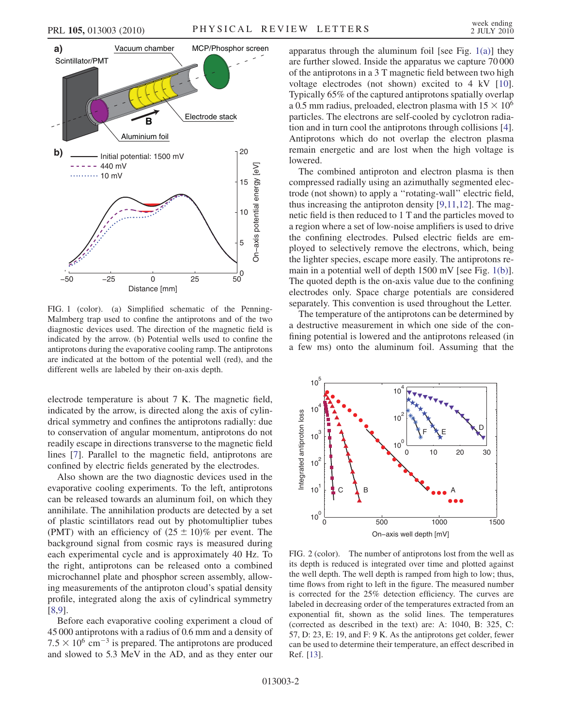FIG. 1 (color). (a) Simplified schematic of the Penning-Malmberg trap used to confine the antiprotons and of the two diagnostic devices used. The direction of the magnetic field is indicated by the arrow. (b) Potential wells used to confine the antiprotons during the evaporative cooling ramp. The antiprotons are indicated at the bottom of the potential well (red), and the different wells are labeled by their on-axis depth.

electrode temperature is about 7 K. The magnetic field, indicated by the arrow, is directed along the axis of cylindrical symmetry and confines the antiprotons radially: due to conservation of angular momentum, antiprotons do not readily escape in directions transverse to the magnetic field lines [7]. Parallel to the magnetic field, antiprotons are confined by electric fields generated by the electrodes.

Also shown are the two diagnostic devices used in the evaporative cooling experiments. To the left, antiprotons can be released towards an aluminum foil, on which they annihilate. The annihilation products are detected by a set of plastic scintillators read out by photomultiplier tubes (PMT) with an efficiency of $(25 \pm 10)\%$ per event. The background signal from cosmic rays is measured during each experimental cycle and is approximately 40 Hz. To the right, antiprotons can be released onto a combined microchannel plate and phosphor screen assembly, allowing measurements of the antiproton cloud's spatial density profile, integrated along the axis of cylindrical symmetry [8,9].

Before each evaporative cooling experiment a cloud of 45 000 antiprotons with a radius of 0.6 mm and a density of $7.5 \times 10^6\ \text{cm}^{-3}$ is prepared. The antiprotons are produced and slowed to 5.3 MeV in the AD, and as they enter our apparatus through the aluminum foil [see Fig. 1(a)] they are further slowed. Inside the apparatus we capture 70 000 of the antiprotons in a 3 T magnetic field between two high voltage electrodes (not shown) excited to 4 kV [10]. Typically 65% of the captured antiprotons spatially overlap a 0.5 mm radius, preloaded, electron plasma with $15 \times 10^6$ particles. The electrons are self-cooled by cyclotron radiation and in turn cool the antiprotons through collisions [4]. Antiprotons which do not overlap the electron plasma remain energetic and are lost when the high voltage is lowered.

The combined antiproton and electron plasma is then compressed radially using an azimuthally segmented electrode (not shown) to apply a "rotating-wall" electric field, thus increasing the antiproton density [9,11,12]. The magnetic field is then reduced to 1 T and the particles moved to a region where a set of low-noise amplifiers is used to drive the confining electrodes. Pulsed electric fields are employed to selectively remove the electrons, which, being the lighter species, escape more easily. The antiprotons remain in a potential well of depth 1500 mV [see Fig. 1(b)]. The quoted depth is the on-axis value due to the confining electrodes only. Space charge potentials are considered separately. This convention is used throughout the Letter.

The temperature of the antiprotons can be determined by a destructive measurement in which one side of the confining potential is lowered and the antiprotons released (in a few ms) onto the aluminum foil. Assuming that the

FIG. 2 (color). The number of antiprotons lost from the well as its depth is reduced is integrated over time and plotted against the well depth. The well depth is ramped from high to low; thus, time flows from right to left in the figure. The measured number is corrected for the 25% detection efficiency. The curves are labeled in decreasing order of the temperatures extracted from an exponential fit, shown as the solid lines. The temperatures (corrected as described in the text) are: A: 1040, B: 325, C: 57, D: 23, E: 19, and F: 9 K. As the antiprotons get colder, fewer can be used to determine their temperature, an effect described in Ref. [13].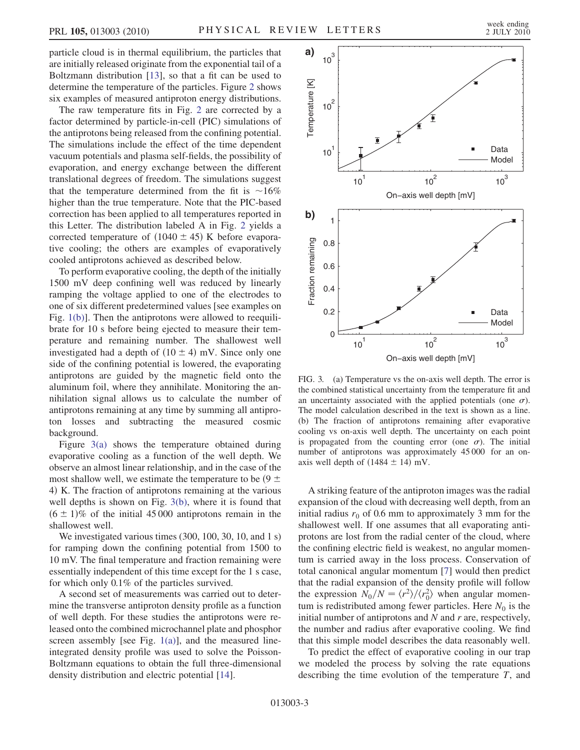particle cloud is in thermal equilibrium, the particles that are initially released originate from the exponential tail of a Boltzmann distribution [13], so that a fit can be used to determine the temperature of the particles. Figure 2 shows six examples of measured antiproton energy distributions.

The raw temperature fits in Fig. 2 are corrected by a factor determined by particle-in-cell (PIC) simulations of the antiprotons being released from the confining potential. The simulations include the effect of the time dependent vacuum potentials and plasma self-fields, the possibility of evaporation, and energy exchange between the different translational degrees of freedom. The simulations suggest that the temperature determined from the fit is ~16% higher than the true temperature. Note that the PIC-based correction has been applied to all temperatures reported in this Letter. The distribution labeled A in Fig. 2 yields a corrected temperature of $(1040 \pm 45)$ K before evaporative cooling; the others are examples of evaporatively cooled antiprotons achieved as described below.

To perform evaporative cooling, the depth of the initially 1500 mV deep confining well was reduced by linearly ramping the voltage applied to one of the electrodes to one of six different predetermined values [see examples on Fig. 1(b)]. Then the antiprotons were allowed to reequilibrate for 10 s before being ejected to measure their temperature and remaining number. The shallowest well investigated had a depth of $(10 \pm 4)$ mV. Since only one side of the confining potential is lowered, the evaporating antiprotons are guided by the magnetic field onto the aluminum foil, where they annihilate. Monitoring the annihilation signal allows us to calculate the number of antiprotons remaining at any time by summing all antiproton losses and subtracting the measured cosmic background.

Figure 3(a) shows the temperature obtained during evaporative cooling as a function of the well depth. We observe an almost linear relationship, and in the case of the most shallow well, we estimate the temperature to be $(9 \pm 4)$ K. The fraction of antiprotons remaining at the various well depths is shown on Fig. 3(b), where it is found that $(6 \pm 1)\%$ of the initial 45 000 antiprotons remain in the shallowest well.

We investigated various times (300, 100, 30, 10, and 1 s) for ramping down the confining potential from 1500 to 10 mV. The final temperature and fraction remaining were essentially independent of this time except for the 1 s case, for which only 0.1% of the particles survived.

A second set of measurements was carried out to determine the transverse antiproton density profile as a function of well depth. For these studies the antiprotons were released onto the combined microchannel plate and phosphor screen assembly [see Fig. 1(a)], and the measured line-integrated density profile was used to solve the Poisson-Boltzmann equations to obtain the full three-dimensional density distribution and electric potential [14].

FIG. 3. (a) Temperature vs the on-axis well depth. The error is the combined statistical uncertainty from the temperature fit and an uncertainty associated with the applied potentials (one $\sigma$). The model calculation described in the text is shown as a line. (b) The fraction of antiprotons remaining after evaporative cooling vs on-axis well depth. The uncertainty on each point is propagated from the counting error (one $\sigma$). The initial number of antiprotons was approximately 45 000 for an on-axis well depth of $(1484 \pm 14)$ mV.

A striking feature of the antiproton images was the radial expansion of the cloud with decreasing well depth, from an initial radius $r_0$ of 0.6 mm to approximately 3 mm for the shallowest well. If one assumes that all evaporating antiprotons are lost from the radial center of the cloud, where the confining electric field is weakest, no angular momentum is carried away in the loss process. Conservation of total canonical angular momentum [7] would then predict that the radial expansion of the density profile will follow the expression $N_0/N = \langle r^2 \rangle / \langle r_0^2 \rangle$ when angular momentum is redistributed among fewer particles. Here $N_0$ is the initial number of antiprotons and $N$ and $r$ are, respectively, the number and radius after evaporative cooling. We find that this simple model describes the data reasonably well.

To predict the effect of evaporative cooling in our trap we modeled the process by solving the rate equations describing the time evolution of the temperature $T$, and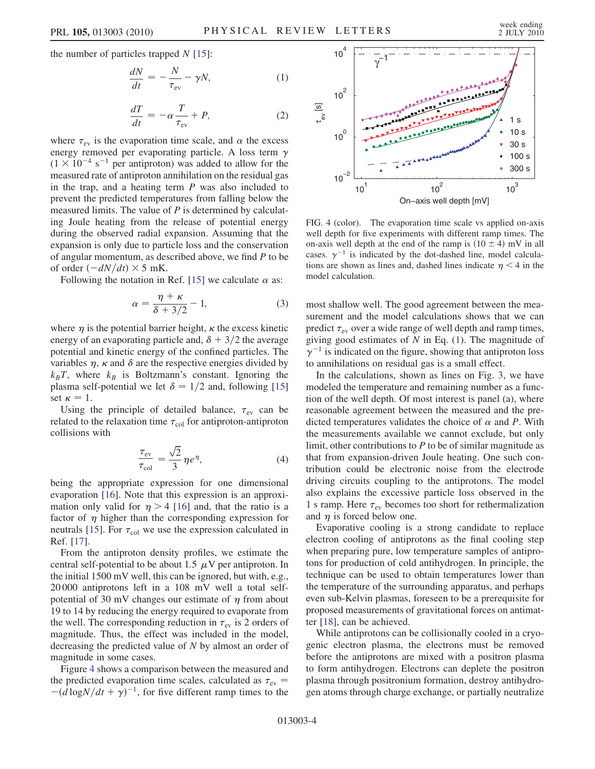the number of particles trapped $N$ [15]:

$$\frac{dN}{dt} = -\frac{N}{\tau_{\rm ev}} - \gamma N, \qquad (1)$$

$$\frac{dT}{dt} = -\alpha\frac{T}{\tau_{\rm ev}} + P, \qquad (2)$$

where $\tau_{\rm ev}$ is the evaporation time scale, and $\alpha$ the excess energy removed per evaporating particle. A loss term $\gamma$ ($1 \times 10^{-4}$ s$^{-1}$ per antiproton) was added to allow for the measured rate of antiproton annihilation on the residual gas in the trap, and a heating term $P$ was also included to prevent the predicted temperatures from falling below the measured limits. The value of $P$ is determined by calculating Joule heating from the release of potential energy during the observed radial expansion. Assuming that the expansion is only due to particle loss and the conservation of angular momentum, as described above, we find $P$ to be of order $(-dN/dt) \times 5$ mK.

Following the notation in Ref. [15] we calculate $\alpha$ as:

$$\alpha = \frac{\eta + \kappa}{\delta + 3/2} - 1, \qquad (3)$$

where $\eta$ is the potential barrier height, $\kappa$ the excess kinetic energy of an evaporating particle and, $\delta + 3/2$ the average potential and kinetic energy of the confined particles. The variables $\eta$, $\kappa$ and $\delta$ are the respective energies divided by $k_B T$, where $k_B$ is Boltzmann's constant. Ignoring the plasma self-potential we let $\delta = 1/2$ and, following [15] set $\kappa = 1$.

Using the principle of detailed balance, $\tau_{\rm ev}$ can be related to the relaxation time $\tau_{\rm col}$ for antiproton-antiproton collisions with

$$\frac{\tau_{\rm ev}}{\tau_{\rm col}} = \frac{\sqrt{2}}{3}\eta e^{\eta}, \qquad (4)$$

being the appropriate expression for one dimensional evaporation [16]. Note that this expression is an approximation only valid for $\eta > 4$ [16] and, that the ratio is a factor of $\eta$ higher than the corresponding expression for neutrals [15]. For $\tau_{\rm col}$ we use the expression calculated in Ref. [17].

From the antiproton density profiles, we estimate the central self-potential to be about 1.5 $\mu$V per antiproton. In the initial 1500 mV well, this can be ignored, but with, e.g., 20 000 antiprotons left in a 108 mV well a total self-potential of 30 mV changes our estimate of $\eta$ from about 19 to 14 by reducing the energy required to evaporate from the well. The corresponding reduction in $\tau_{\rm ev}$ is 2 orders of magnitude. Thus, the effect was included in the model, decreasing the predicted value of $N$ by almost an order of magnitude in some cases.

Figure 4 shows a comparison between the measured and the predicted evaporation time scales, calculated as $\tau_{\rm ev} = -(d\log N/dt + \gamma)^{-1}$, for five different ramp times to the most shallow well. The good agreement between the measurement and the model calculations shows that we can predict $\tau_{\rm ev}$ over a wide range of well depth and ramp times, giving good estimates of $N$ in Eq. (1). The magnitude of $\gamma^{-1}$ is indicated on the figure, showing that antiproton loss to annihilations on residual gas is a small effect.

FIG. 4 (color). The evaporation time scale vs applied on-axis well depth for five experiments with different ramp times. The on-axis well depth at the end of the ramp is $(10 \pm 4)$ mV in all cases. $\gamma^{-1}$ is indicated by the dot-dashed line, model calculations are shown as lines and, dashed lines indicate $\eta < 4$ in the model calculation.

In the calculations, shown as lines on Fig. 3, we have modeled the temperature and remaining number as a function of the well depth. Of most interest is panel (a), where reasonable agreement between the measured and the predicted temperatures validates the choice of $\alpha$ and $P$. With the measurements available we cannot exclude, but only limit, other contributions to $P$ to be of similar magnitude as that from expansion-driven Joule heating. One such contribution could be electronic noise from the electrode driving circuits coupling to the antiprotons. The model also explains the excessive particle loss observed in the 1 s ramp. Here $\tau_{\rm ev}$ becomes too short for rethermalization and $\eta$ is forced below one.

Evaporative cooling is a strong candidate to replace electron cooling of antiprotons as the final cooling step when preparing pure, low temperature samples of antiprotons for production of cold antihydrogen. In principle, the technique can be used to obtain temperatures lower than the temperature of the surrounding apparatus, and perhaps even sub-Kelvin plasmas, foreseen to be a prerequisite for proposed measurements of gravitational forces on antimatter [18], can be achieved.

While antiprotons can be collisionally cooled in a cryogenic electron plasma, the electrons must be removed before the antiprotons are mixed with a positron plasma to form antihydrogen. Electrons can deplete the positron plasma through positronium formation, destroy antihydrogen atoms through charge exchange, or partially neutralize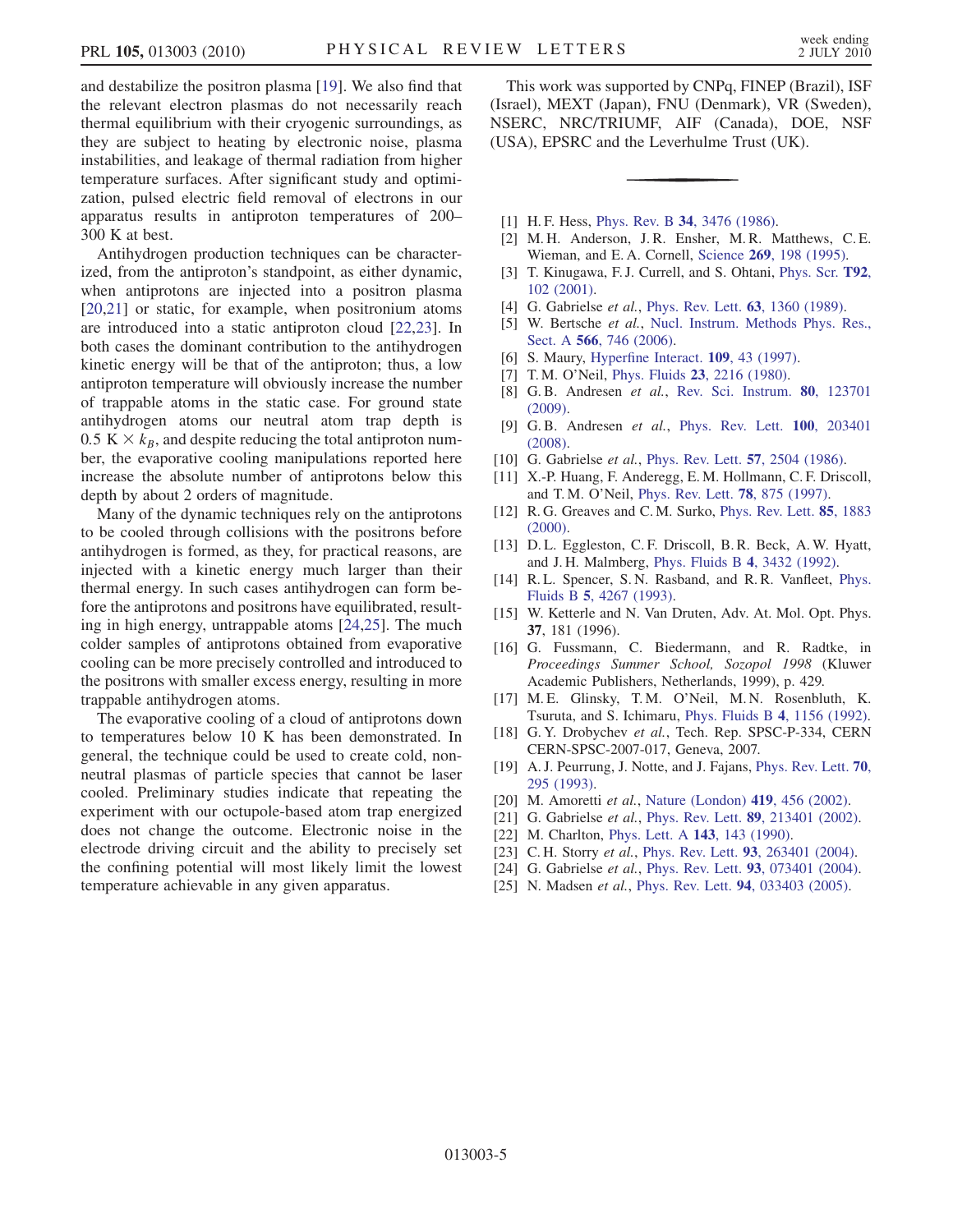and destabilize the positron plasma [19]. We also find that the relevant electron plasmas do not necessarily reach thermal equilibrium with their cryogenic surroundings, as they are subject to heating by electronic noise, plasma instabilities, and leakage of thermal radiation from higher temperature surfaces. After significant study and optimization, pulsed electric field removal of electrons in our apparatus results in antiproton temperatures of 200–300 K at best.

Antihydrogen production techniques can be characterized, from the antiproton's standpoint, as either dynamic, when antiprotons are injected into a positron plasma [20,21] or static, for example, when positronium atoms are introduced into a static antiproton cloud [22,23]. In both cases the dominant contribution to the antihydrogen kinetic energy will be that of the antiproton; thus, a low antiproton temperature will obviously increase the number of trappable atoms in the static case. For ground state antihydrogen atoms our neutral atom trap depth is $0.5\ \mathrm{K} \times k_B$, and despite reducing the total antiproton number, the evaporative cooling manipulations reported here increase the absolute number of antiprotons below this depth by about 2 orders of magnitude.

Many of the dynamic techniques rely on the antiprotons to be cooled through collisions with the positrons before antihydrogen is formed, as they, for practical reasons, are injected with a kinetic energy much larger than their thermal energy. In such cases antihydrogen can form before the antiprotons and positrons have equilibrated, resulting in high energy, untrappable atoms [24,25]. The much colder samples of antiprotons obtained from evaporative cooling can be more precisely controlled and introduced to the positrons with smaller excess energy, resulting in more trappable antihydrogen atoms.

The evaporative cooling of a cloud of antiprotons down to temperatures below 10 K has been demonstrated. In general, the technique could be used to create cold, non-neutral plasmas of particle species that cannot be laser cooled. Preliminary studies indicate that repeating the experiment with our octupole-based atom trap energized does not change the outcome. Electronic noise in the electrode driving circuit and the ability to precisely set the confining potential will most likely limit the lowest temperature achievable in any given apparatus.

This work was supported by CNPq, FINEP (Brazil), ISF (Israel), MEXT (Japan), FNU (Denmark), VR (Sweden), NSERC, NRC/TRIUMF, AIF (Canada), DOE, NSF (USA), EPSRC and the Leverhulme Trust (UK).

---

[1] H. F. Hess, Phys. Rev. B **34**, 3476 (1986).
[2] M. H. Anderson, J. R. Ensher, M. R. Matthews, C. E. Wieman, and E. A. Cornell, Science **269**, 198 (1995).
[3] T. Kinugawa, F. J. Currell, and S. Ohtani, Phys. Scr. **T92**, 102 (2001).
[4] G. Gabrielse *et al.*, Phys. Rev. Lett. **63**, 1360 (1989).
[5] W. Bertsche *et al.*, Nucl. Instrum. Methods Phys. Res., Sect. A **566**, 746 (2006).
[6] S. Maury, Hyperfine Interact. **109**, 43 (1997).
[7] T. M. O'Neil, Phys. Fluids **23**, 2216 (1980).
[8] G. B. Andresen *et al.*, Rev. Sci. Instrum. **80**, 123701 (2009).
[9] G. B. Andresen *et al.*, Phys. Rev. Lett. **100**, 203401 (2008).
[10] G. Gabrielse *et al.*, Phys. Rev. Lett. **57**, 2504 (1986).
[11] X.-P. Huang, F. Anderegg, E. M. Hollmann, C. F. Driscoll, and T. M. O'Neil, Phys. Rev. Lett. **78**, 875 (1997).
[12] R. G. Greaves and C. M. Surko, Phys. Rev. Lett. **85**, 1883 (2000).
[13] D. L. Eggleston, C. F. Driscoll, B. R. Beck, A. W. Hyatt, and J. H. Malmberg, Phys. Fluids B **4**, 3432 (1992).
[14] R. L. Spencer, S. N. Rasband, and R. R. Vanfleet, Phys. Fluids B **5**, 4267 (1993).
[15] W. Ketterle and N. Van Druten, Adv. At. Mol. Opt. Phys. **37**, 181 (1996).
[16] G. Fussmann, C. Biedermann, and R. Radtke, in *Proceedings Summer School, Sozopol 1998* (Kluwer Academic Publishers, Netherlands, 1999), p. 429.
[17] M. E. Glinsky, T. M. O'Neil, M. N. Rosenbluth, K. Tsuruta, and S. Ichimaru, Phys. Fluids B **4**, 1156 (1992).
[18] G. Y. Drobychev *et al.*, Tech. Rep. SPSC-P-334, CERN CERN-SPSC-2007-017, Geneva, 2007.
[19] A. J. Peurrung, J. Notte, and J. Fajans, Phys. Rev. Lett. **70**, 295 (1993).
[20] M. Amoretti *et al.*, Nature (London) **419**, 456 (2002).
[21] G. Gabrielse *et al.*, Phys. Rev. Lett. **89**, 213401 (2002).
[22] M. Charlton, Phys. Lett. A **143**, 143 (1990).
[23] C. H. Storry *et al.*, Phys. Rev. Lett. **93**, 263401 (2004).
[24] G. Gabrielse *et al.*, Phys. Rev. Lett. **93**, 073401 (2004).
[25] N. Madsen *et al.*, Phys. Rev. Lett. **94**, 033403 (2005).